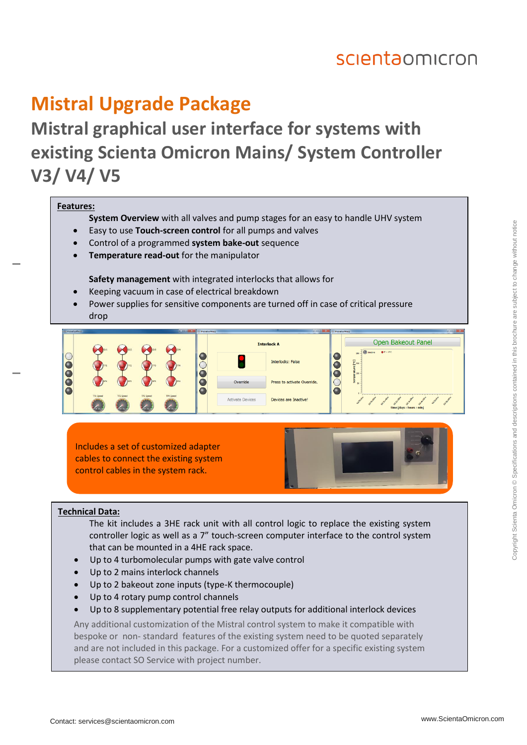# Mistral Upgrade Package

## Mistral graphical user interface for systems with existing Scienta Omicron Mains/ System Controller V3/ V4/ V5

**Features:**

**System Overview** with all valves and pump stages for an easy to handle UHV system

- Easy to use **Touch-screen control** for all pumps and valves
- Control of a programmed **system bake-out** sequence
- **Temperature read-out** for the manipulator

**Safety management** with integrated interlocks that allows for

- Keeping vacuum in case of electrical breakdown
- Power supplies for sensitive components are turned off in case of critical pressure drop

Includes a set of customized adapter cables to connect the existing system control cables in the system rack.

**Technical Data:**

The kit includes a 3HE rack unit with all control logic to replace the existing system controller logic as well as a 7" touch-screen computer interface to the control system that can be mounted in a 4HE rack space.

- Up to 4 turbomolecular pumps with gate valve control
- Up to 2 mains interlock channels
- Up to 2 bakeout zone inputs (type-K thermocouple)
- Up to 4 rotary pump control channels
- Up to 8 supplementary potential free relay outputs for additional interlock devices

Any additional customization of the Mistral control system to make it compatible with bespoke or non- standard features of the existing system need to be quoted separately and are not included in this package. For a customized offer for a specific existing system please contact SO Service with project number.

Contact: services@scientaomicron.com

www.ScientaOmicron.com

Copyright Scienta Omicron © Specifications and descriptions contained in this brochure are subject to change without notice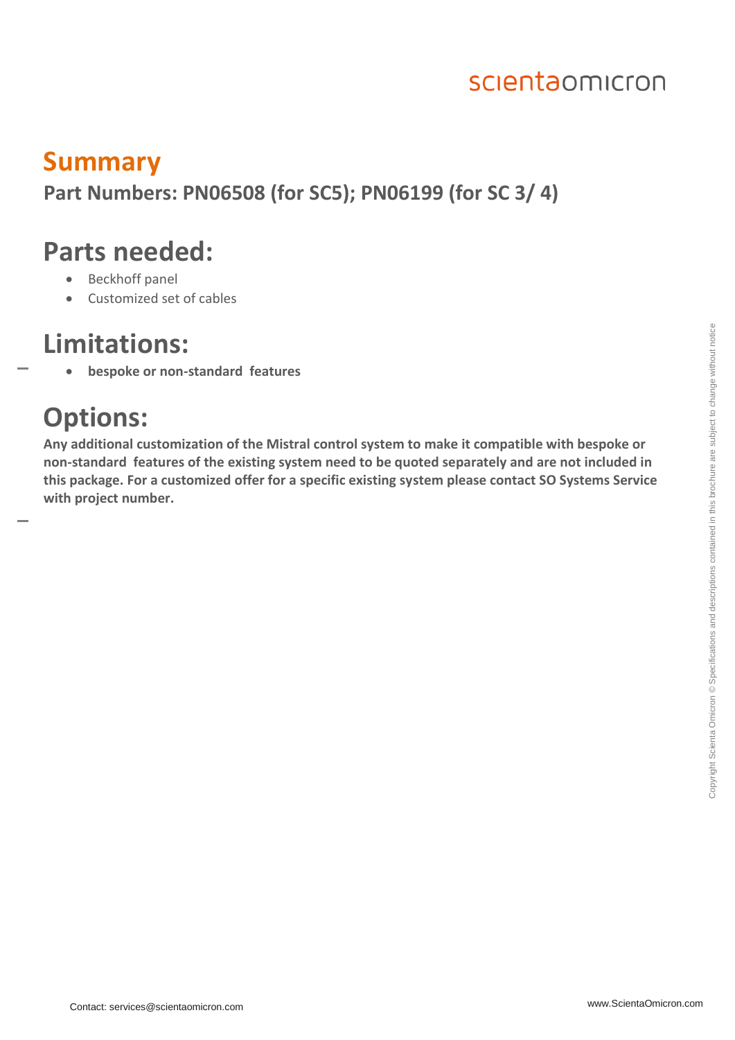# Summary

**Part Numbers: PN06508 (for SC5); PN06199 (for SC 3/ 4)**

## Parts needed:

- Beckhoff panel
- Customized set of cables

## Limitations:

- **bespoke or non-standard features**

## Options:

**Any additional customization of the Mistral control system to make it compatible with bespoke or non-standard features of the existing system need to be quoted separately and are not included in this package. For a customized offer for a specific existing system please contact SO Systems Service with project number.**